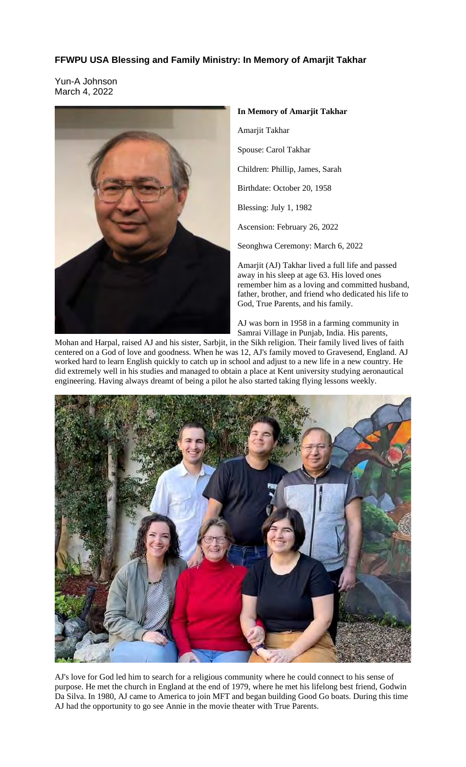# FFWPU USA Blessing and Family Ministry: In Memory of Amarjit Takhar

Yun-A Johnson
March 4, 2022

**In Memory of Amarjit Takhar**

Amarjit Takhar

Spouse: Carol Takhar

Children: Phillip, James, Sarah

Birthdate: October 20, 1958

Blessing: July 1, 1982

Ascension: February 26, 2022

Seonghwa Ceremony: March 6, 2022

Amarjit (AJ) Takhar lived a full life and passed away in his sleep at age 63. His loved ones remember him as a loving and committed husband, father, brother, and friend who dedicated his life to God, True Parents, and his family.

AJ was born in 1958 in a farming community in Samrai Village in Punjab, India. His parents, Mohan and Harpal, raised AJ and his sister, Sarbjit, in the Sikh religion. Their family lived lives of faith centered on a God of love and goodness. When he was 12, AJ's family moved to Gravesend, England. AJ worked hard to learn English quickly to catch up in school and adjust to a new life in a new country. He did extremely well in his studies and managed to obtain a place at Kent university studying aeronautical engineering. Having always dreamt of being a pilot he also started taking flying lessons weekly.

AJ's love for God led him to search for a religious community where he could connect to his sense of purpose. He met the church in England at the end of 1979, where he met his lifelong best friend, Godwin Da Silva. In 1980, AJ came to America to join MFT and began building Good Go boats. During this time AJ had the opportunity to go see Annie in the movie theater with True Parents.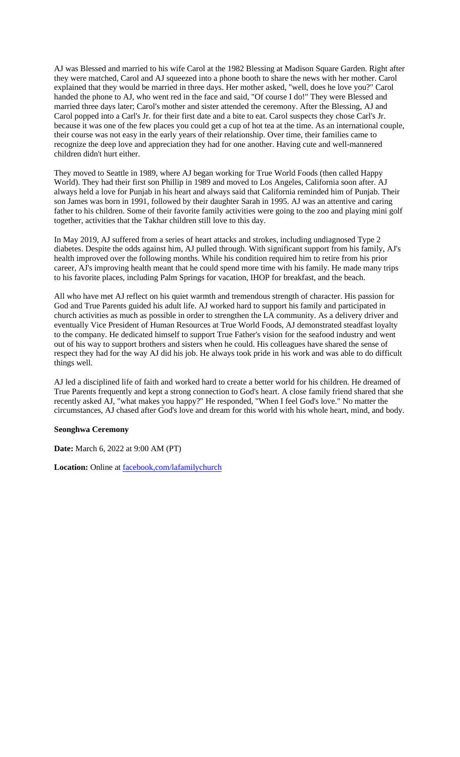AJ was Blessed and married to his wife Carol at the 1982 Blessing at Madison Square Garden. Right after they were matched, Carol and AJ squeezed into a phone booth to share the news with her mother. Carol explained that they would be married in three days. Her mother asked, "well, does he love you?" Carol handed the phone to AJ, who went red in the face and said, "Of course I do!" They were Blessed and married three days later; Carol's mother and sister attended the ceremony. After the Blessing, AJ and Carol popped into a Carl's Jr. for their first date and a bite to eat. Carol suspects they chose Carl's Jr. because it was one of the few places you could get a cup of hot tea at the time. As an international couple, their course was not easy in the early years of their relationship. Over time, their families came to recognize the deep love and appreciation they had for one another. Having cute and well-mannered children didn't hurt either.

They moved to Seattle in 1989, where AJ began working for True World Foods (then called Happy World). They had their first son Phillip in 1989 and moved to Los Angeles, California soon after. AJ always held a love for Punjab in his heart and always said that California reminded him of Punjab. Their son James was born in 1991, followed by their daughter Sarah in 1995. AJ was an attentive and caring father to his children. Some of their favorite family activities were going to the zoo and playing mini golf together, activities that the Takhar children still love to this day.

In May 2019, AJ suffered from a series of heart attacks and strokes, including undiagnosed Type 2 diabetes. Despite the odds against him, AJ pulled through. With significant support from his family, AJ's health improved over the following months. While his condition required him to retire from his prior career, AJ's improving health meant that he could spend more time with his family. He made many trips to his favorite places, including Palm Springs for vacation, IHOP for breakfast, and the beach.

All who have met AJ reflect on his quiet warmth and tremendous strength of character. His passion for God and True Parents guided his adult life. AJ worked hard to support his family and participated in church activities as much as possible in order to strengthen the LA community. As a delivery driver and eventually Vice President of Human Resources at True World Foods, AJ demonstrated steadfast loyalty to the company. He dedicated himself to support True Father's vision for the seafood industry and went out of his way to support brothers and sisters when he could. His colleagues have shared the sense of respect they had for the way AJ did his job. He always took pride in his work and was able to do difficult things well.

AJ led a disciplined life of faith and worked hard to create a better world for his children. He dreamed of True Parents frequently and kept a strong connection to God's heart. A close family friend shared that she recently asked AJ, "what makes you happy?" He responded, "When I feel God's love." No matter the circumstances, AJ chased after God's love and dream for this world with his whole heart, mind, and body.

**Seonghwa Ceremony**

**Date:** March 6, 2022 at 9:00 AM (PT)

**Location:** Online at facebook,com/lafamilychurch